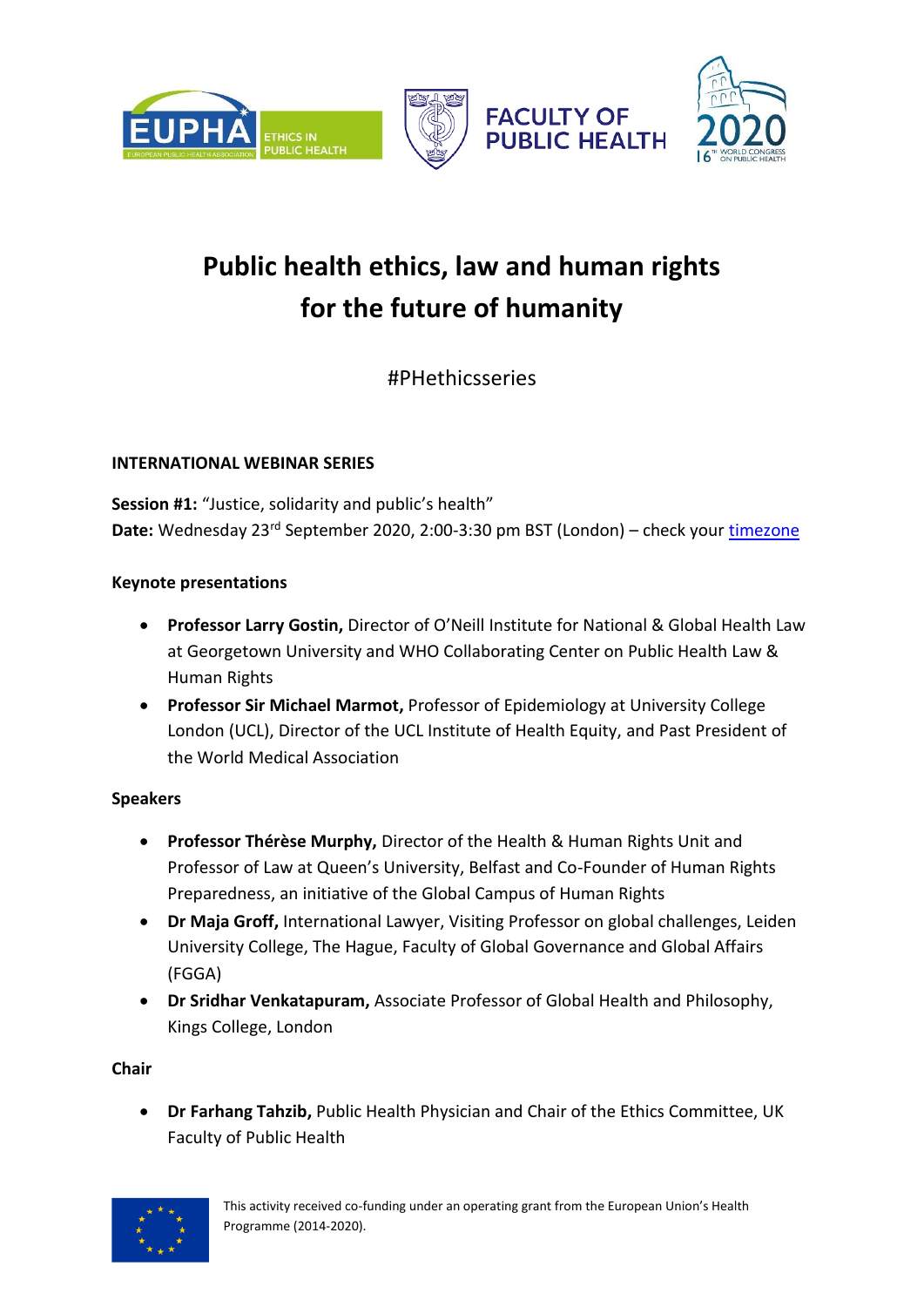# Public health ethics, law and human rights for the future of humanity

#PHethicsseries

**INTERNATIONAL WEBINAR SERIES**

**Session #1:** "Justice, solidarity and public's health"
**Date:** Wednesday 23rd September 2020, 2:00-3:30 pm BST (London) – check your timezone

**Keynote presentations**

- **Professor Larry Gostin,** Director of O'Neill Institute for National & Global Health Law at Georgetown University and WHO Collaborating Center on Public Health Law & Human Rights
- **Professor Sir Michael Marmot,** Professor of Epidemiology at University College London (UCL), Director of the UCL Institute of Health Equity, and Past President of the World Medical Association

**Speakers**

- **Professor Thérèse Murphy,** Director of the Health & Human Rights Unit and Professor of Law at Queen's University, Belfast and Co-Founder of Human Rights Preparedness, an initiative of the Global Campus of Human Rights
- **Dr Maja Groff,** International Lawyer, Visiting Professor on global challenges, Leiden University College, The Hague, Faculty of Global Governance and Global Affairs (FGGA)
- **Dr Sridhar Venkatapuram,** Associate Professor of Global Health and Philosophy, Kings College, London

**Chair**

- **Dr Farhang Tahzib,** Public Health Physician and Chair of the Ethics Committee, UK Faculty of Public Health

This activity received co-funding under an operating grant from the European Union's Health Programme (2014-2020).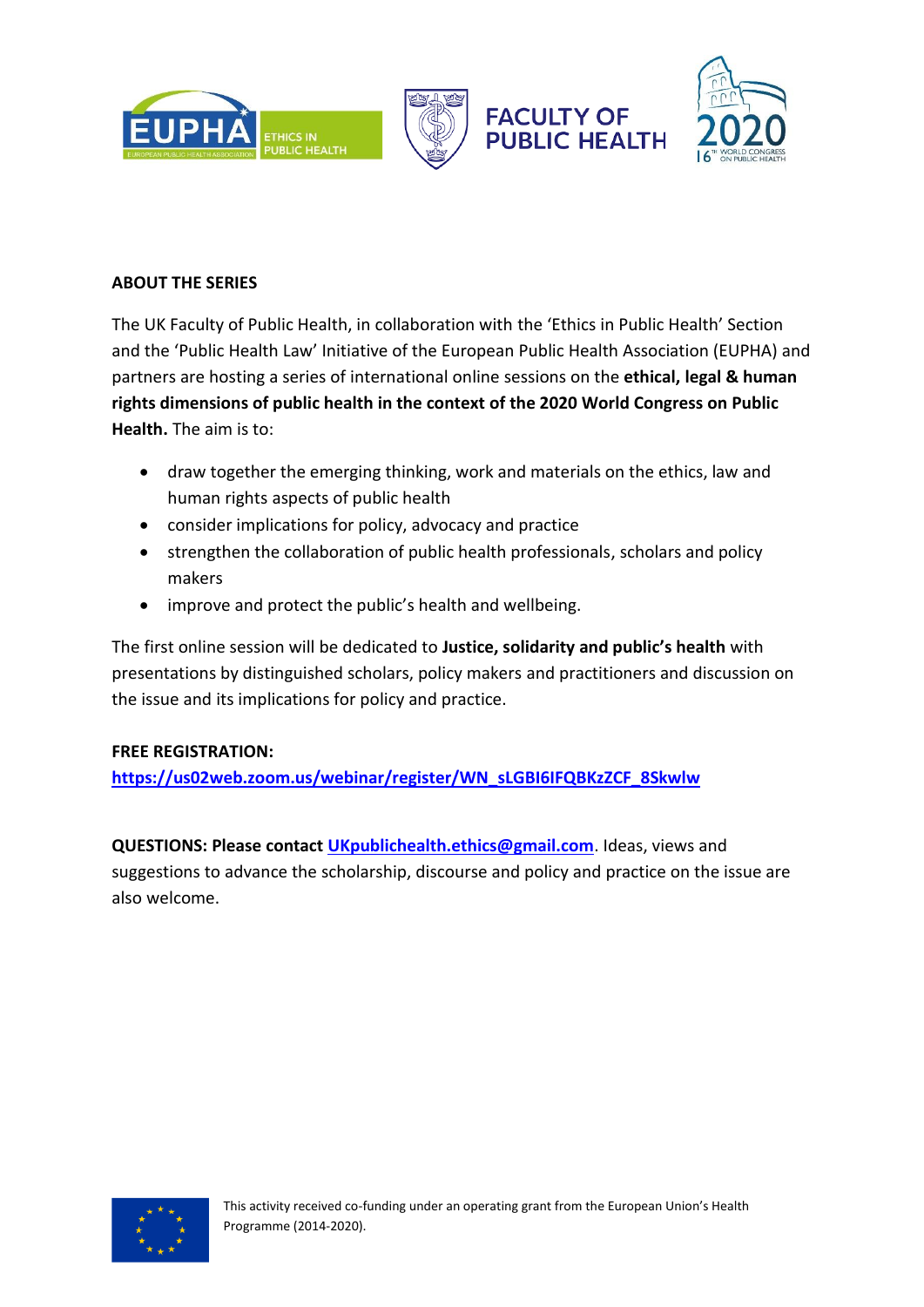**ABOUT THE SERIES**

The UK Faculty of Public Health, in collaboration with the 'Ethics in Public Health' Section and the 'Public Health Law' Initiative of the European Public Health Association (EUPHA) and partners are hosting a series of international online sessions on the **ethical, legal & human rights dimensions of public health in the context of the 2020 World Congress on Public Health.** The aim is to:

- draw together the emerging thinking, work and materials on the ethics, law and human rights aspects of public health
- consider implications for policy, advocacy and practice
- strengthen the collaboration of public health professionals, scholars and policy makers
- improve and protect the public's health and wellbeing.

The first online session will be dedicated to **Justice, solidarity and public's health** with presentations by distinguished scholars, policy makers and practitioners and discussion on the issue and its implications for policy and practice.

**FREE REGISTRATION:**
**https://us02web.zoom.us/webinar/register/WN_sLGBI6IFQBKzZCF_8Skwlw**

**QUESTIONS: Please contact UKpublichealth.ethics@gmail.com**. Ideas, views and suggestions to advance the scholarship, discourse and policy and practice on the issue are also welcome.

This activity received co-funding under an operating grant from the European Union's Health Programme (2014-2020).